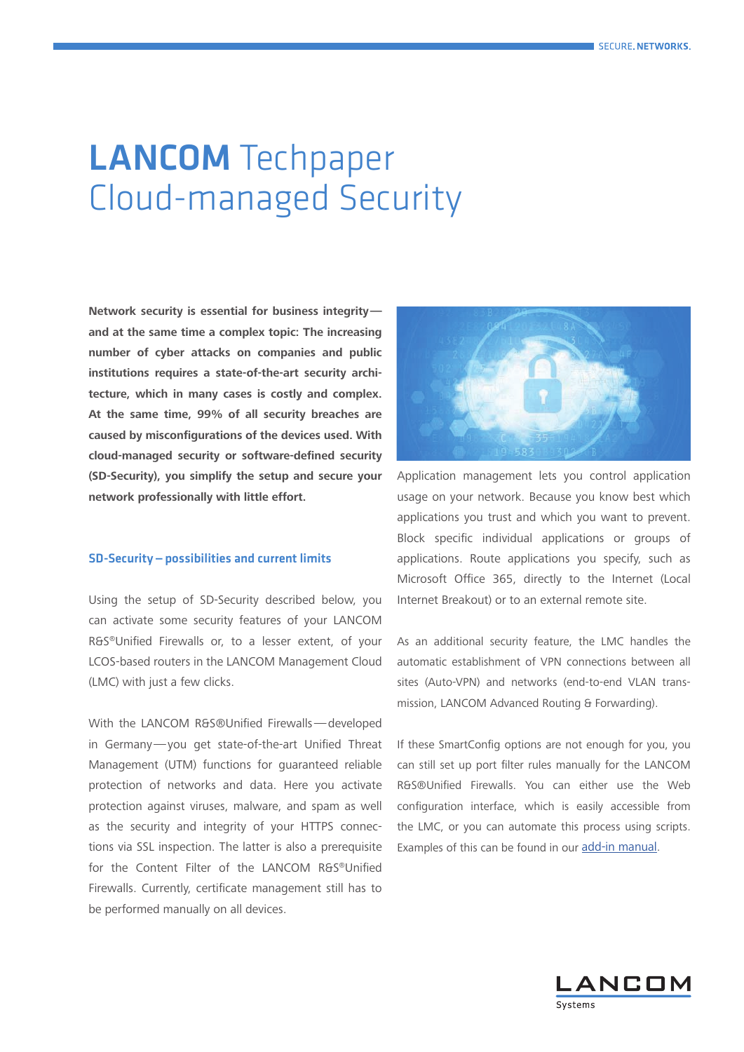# **LANCOM** Techpaper Cloud-managed Security

**Network security is essential for business integrity—and at the same time a complex topic: The increasing number of cyber attacks on companies and public institutions requires a state-of-the-art security architecture, which in many cases is costly and complex. At the same time, 99% of all security breaches are caused by misconfigurations of the devices used. With cloud-managed security or software-defined security (SD-Security), you simplify the setup and secure your network professionally with little effort.**

## SD-Security – possibilities and current limits

Using the setup of SD-Security described below, you can activate some security features of your LANCOM R&S®Unified Firewalls or, to a lesser extent, of your LCOS-based routers in the LANCOM Management Cloud (LMC) with just a few clicks.

With the LANCOM R&S®Unified Firewalls—developed in Germany—you get state-of-the-art Unified Threat Management (UTM) functions for guaranteed reliable protection of networks and data. Here you activate protection against viruses, malware, and spam as well as the security and integrity of your HTTPS connections via SSL inspection. The latter is also a prerequisite for the Content Filter of the LANCOM R&S®Unified Firewalls. Currently, certificate management still has to be performed manually on all devices.

Application management lets you control application usage on your network. Because you know best which applications you trust and which you want to prevent. Block specific individual applications or groups of applications. Route applications you specify, such as Microsoft Office 365, directly to the Internet (Local Internet Breakout) or to an external remote site.

As an additional security feature, the LMC handles the automatic establishment of VPN connections between all sites (Auto-VPN) and networks (end-to-end VLAN transmission, LANCOM Advanced Routing & Forwarding).

If these SmartConfig options are not enough for you, you can still set up port filter rules manually for the LANCOM R&S®Unified Firewalls. You can either use the Web configuration interface, which is easily accessible from the LMC, or you can automate this process using scripts. Examples of this can be found in our [add-in manual](add-in manual).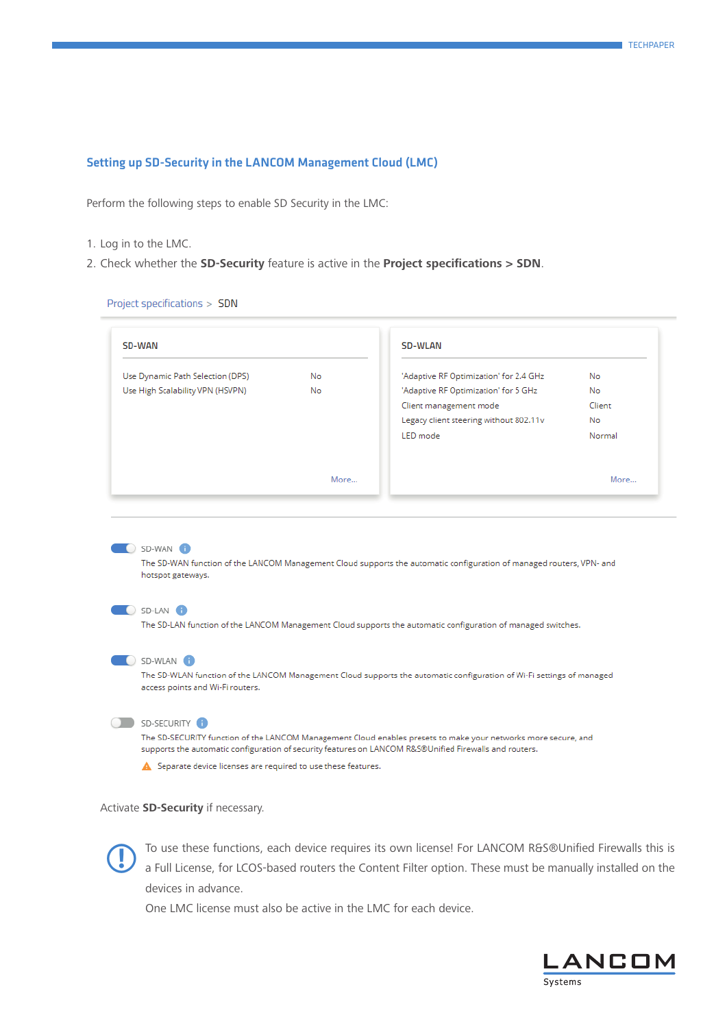## Setting up SD-Security in the LANCOM Management Cloud (LMC)

Perform the following steps to enable SD Security in the LMC:

1. Log in to the LMC.
2. Check whether the **SD-Security** feature is active in the **Project specifications > SDN**.

Project specifications > SDN

**SD-WAN**

| | |
|---|---|
| Use Dynamic Path Selection (DPS) | No |
| Use High Scalability VPN (HSVPN) | No |

More...

**SD-WLAN**

| | |
|---|---|
| 'Adaptive RF Optimization' for 2.4 GHz | No |
| 'Adaptive RF Optimization' for 5 GHz | No |
| Client management mode | Client |
| Legacy client steering without 802.11v | No |
| LED mode | Normal |

More...

SD-WAN
The SD-WAN function of the LANCOM Management Cloud supports the automatic configuration of managed routers, VPN- and hotspot gateways.

SD-LAN
The SD-LAN function of the LANCOM Management Cloud supports the automatic configuration of managed switches.

SD-WLAN
The SD-WLAN function of the LANCOM Management Cloud supports the automatic configuration of Wi-Fi settings of managed access points and Wi-Fi routers.

SD-SECURITY
The SD-SECURITY function of the LANCOM Management Cloud enables presets to make your networks more secure, and supports the automatic configuration of security features on LANCOM R&S®Unified Firewalls and routers.
Separate device licenses are required to use these features.

Activate **SD-Security** if necessary.

To use these functions, each device requires its own license! For LANCOM R&S®Unified Firewalls this is a Full License, for LCOS-based routers the Content Filter option. These must be manually installed on the devices in advance.
One LMC license must also be active in the LMC for each device.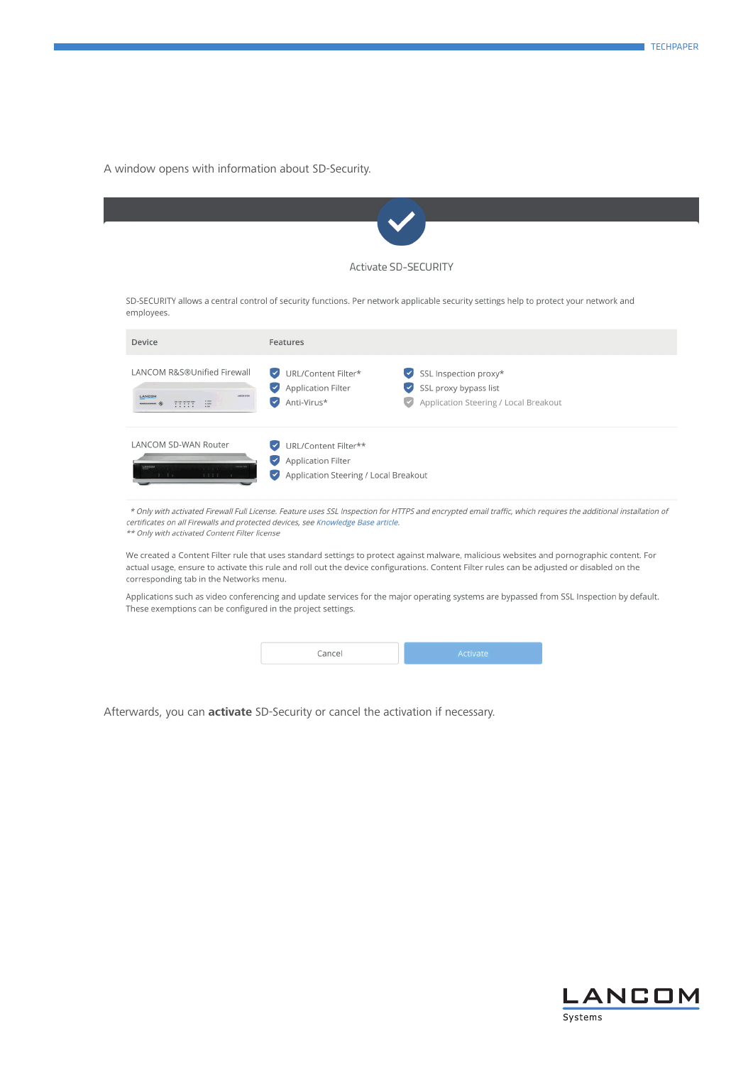A window opens with information about SD-Security.

Activate SD-SECURITY

SD-SECURITY allows a central control of security functions. Per network applicable security settings help to protect your network and employees.

| Device | Features | |
|---|---|---|
| LANCOM R&S®Unified Firewall | URL/Content Filter*<br>Application Filter<br>Anti-Virus* | SSL Inspection proxy*<br>SSL proxy bypass list<br>Application Steering / Local Breakout |
| LANCOM SD-WAN Router | URL/Content Filter**<br>Application Filter<br>Application Steering / Local Breakout | |

*\* Only with activated Firewall Full License. Feature uses SSL Inspection for HTTPS and encrypted email traffic, which requires the additional installation of certificates on all Firewalls and protected devices, see Knowledge Base article.*
*\*\* Only with activated Content Filter license*

We created a Content Filter rule that uses standard settings to protect against malware, malicious websites and pornographic content. For actual usage, ensure to activate this rule and roll out the device configurations. Content Filter rules can be adjusted or disabled on the corresponding tab in the Networks menu.

Applications such as video conferencing and update services for the major operating systems are bypassed from SSL Inspection by default. These exemptions can be configured in the project settings.

Cancel | Activate

Afterwards, you can **activate** SD-Security or cancel the activation if necessary.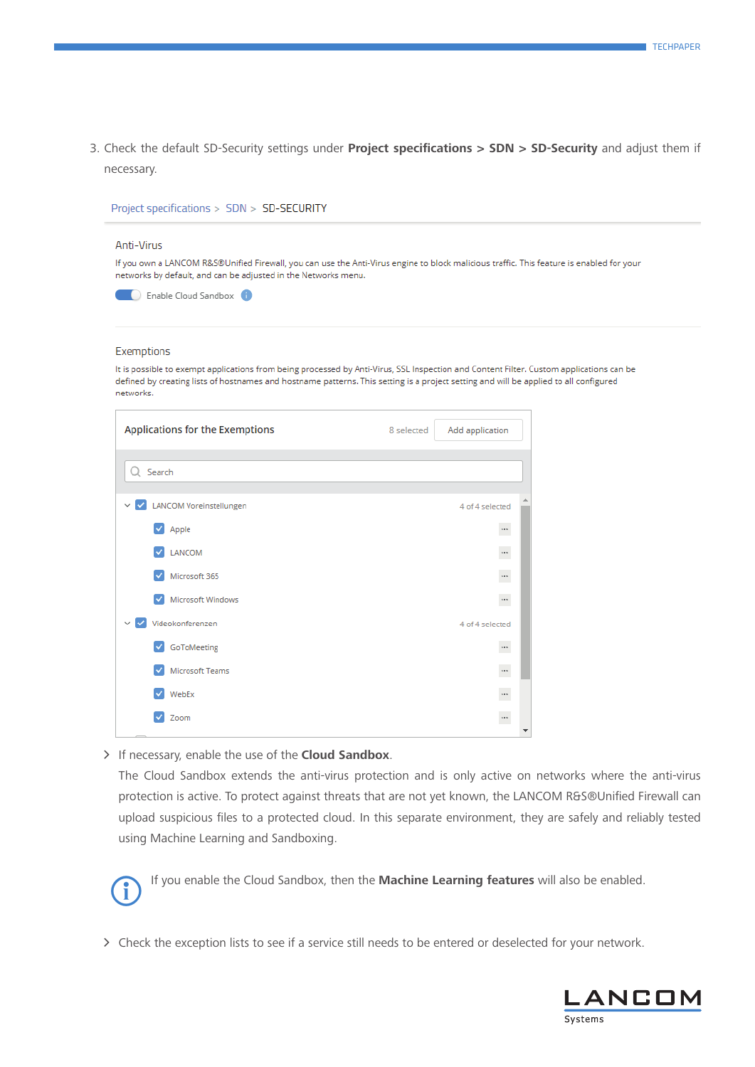3. Check the default SD-Security settings under **Project specifications > SDN > SD-Security** and adjust them if necessary.

Project specifications > SDN > SD-SECURITY

Anti-Virus

If you own a LANCOM R&S®Unified Firewall, you can use the Anti-Virus engine to block malicious traffic. This feature is enabled for your networks by default, and can be adjusted in the Networks menu.

Enable Cloud Sandbox

Exemptions

It is possible to exempt applications from being processed by Anti-Virus, SSL Inspection and Content Filter. Custom applications can be defined by creating lists of hostnames and hostname patterns. This setting is a project setting and will be applied to all configured networks.

Applications for the Exemptions — 8 selected — Add application

Search

- LANCOM Voreinstellungen — 4 of 4 selected
  - Apple
  - LANCOM
  - Microsoft 365
  - Microsoft Windows
- Videokonferenzen — 4 of 4 selected
  - GoToMeeting
  - Microsoft Teams
  - WebEx
  - Zoom

> If necessary, enable the use of the **Cloud Sandbox**.
The Cloud Sandbox extends the anti-virus protection and is only active on networks where the anti-virus protection is active. To protect against threats that are not yet known, the LANCOM R&S®Unified Firewall can upload suspicious files to a protected cloud. In this separate environment, they are safely and reliably tested using Machine Learning and Sandboxing.

If you enable the Cloud Sandbox, then the **Machine Learning features** will also be enabled.

> Check the exception lists to see if a service still needs to be entered or deselected for your network.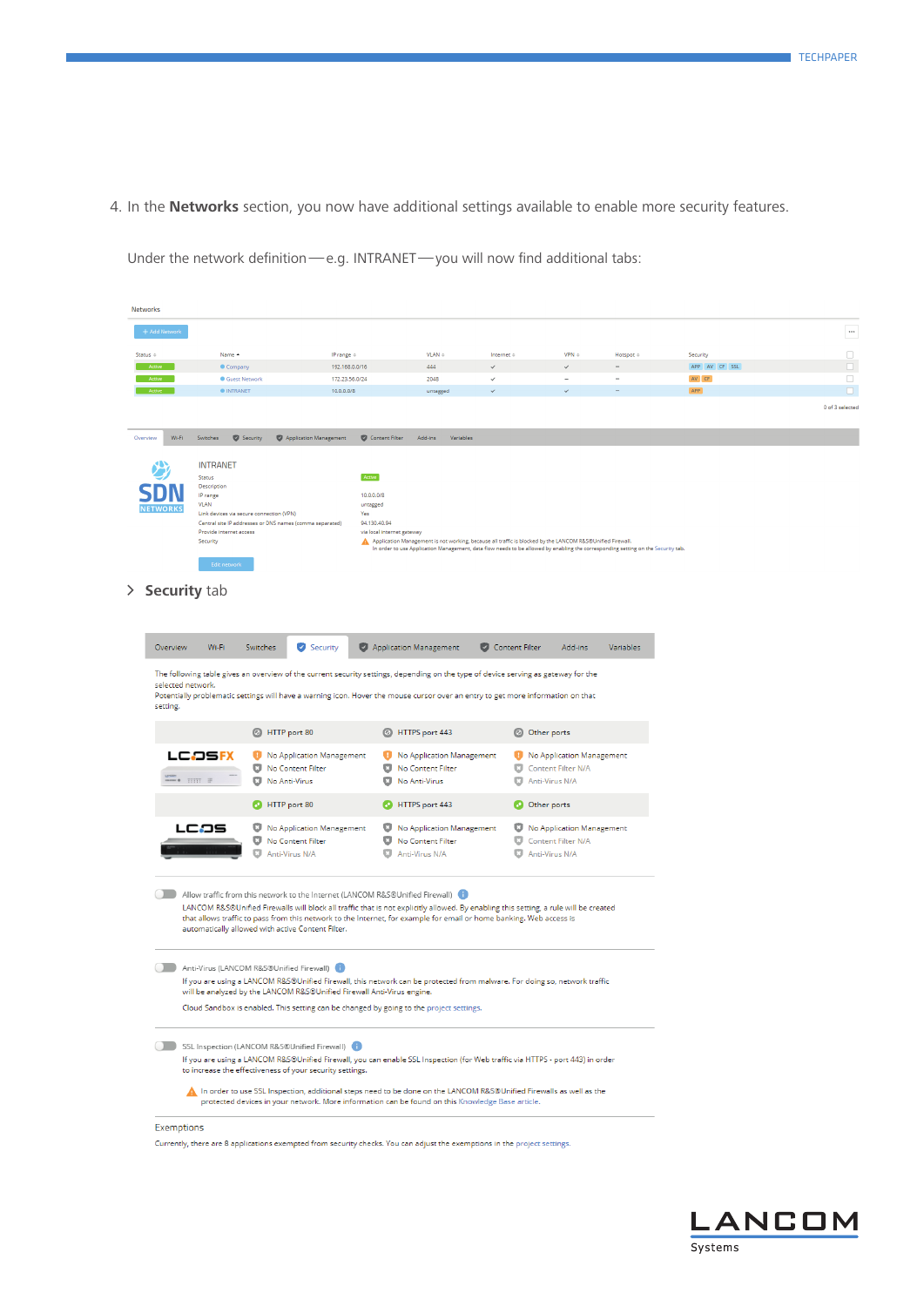4. In the **Networks** section, you now have additional settings available to enable more security features.

Under the network definition — e.g. INTRANET — you will now find additional tabs:

Networks

+ Add Network

| Status | Name | IP range | VLAN | Internet | VPN | Hotspot | Security |
|---|---|---|---|---|---|---|---|
| Active | Company | 192.168.0.0/16 | 444 | ✓ | ✓ | – | APP AV CF SSL |
| Active | Guest Network | 172.23.56.0/24 | 2048 | ✓ | – | – | AV CF |
| Active | INTRANET | 10.0.0.0/8 | untagged | ✓ | ✓ | – | APP |

0 of 3 selected

Overview | Wi-Fi | Switches | Security | Application Management | Content Filter | Add-ins | Variables

INTRANET

| | |
|---|---|
| Status | Active |
| Description | |
| IP range | 10.0.0.0/8 |
| VLAN | untagged |
| Link devices via secure connection (VPN) | Yes |
| Central site IP addresses or DNS names (comma separated) | 94.130.40.94 |
| Provide internet access | via local internet gateway |
| Security | Application Management is not working, because all traffic is blocked by the LANCOM R&S®Unified Firewall. In order to use Application Management, data flow needs to be allowed by enabling the corresponding setting on the Security tab. |

Edit network

> **Security** tab

Overview | Wi-Fi | Switches | Security | Application Management | Content Filter | Add-ins | Variables

The following table gives an overview of the current security settings, depending on the type of device serving as gateway for the selected network.
Potentially problematic settings will have a warning icon. Hover the mouse cursor over an entry to get more information on that setting.

| | HTTP port 80 | HTTPS port 443 | Other ports |
|---|---|---|---|
| LCOS FX | No Application Management<br>No Content Filter<br>No Anti-Virus | No Application Management<br>No Content Filter<br>No Anti-Virus | No Application Management<br>Content Filter N/A<br>Anti-Virus N/A |

| | HTTP port 80 | HTTPS port 443 | Other ports |
|---|---|---|---|
| LCOS | No Application Management<br>No Content Filter<br>Anti-Virus N/A | No Application Management<br>No Content Filter<br>Anti-Virus N/A | No Application Management<br>Content Filter N/A<br>Anti-Virus N/A |

Allow traffic from this network to the Internet (LANCOM R&S®Unified Firewall)
LANCOM R&S®Unified Firewalls will block all traffic that is not explicitly allowed. By enabling this setting, a rule will be created that allows traffic to pass from this network to the Internet, for example for email or home banking. Web access is automatically allowed with active Content Filter.

Anti-Virus (LANCOM R&S®Unified Firewall)
If you are using a LANCOM R&S®Unified Firewall, this network can be protected from malware. For doing so, network traffic will be analyzed by the LANCOM R&S®Unified Firewall Anti-Virus engine.

Cloud Sandbox is enabled. This setting can be changed by going to the project settings.

SSL Inspection (LANCOM R&S®Unified Firewall)
If you are using a LANCOM R&S®Unified Firewall, you can enable SSL Inspection (for Web traffic via HTTPS - port 443) in order to increase the effectiveness of your security settings.

In order to use SSL Inspection, additional steps need to be done on the LANCOM R&S®Unified Firewalls as well as the protected devices in your network. More information can be found on this Knowledge Base article.

Exemptions
Currently, there are 8 applications exempted from security checks. You can adjust the exemptions in the project settings.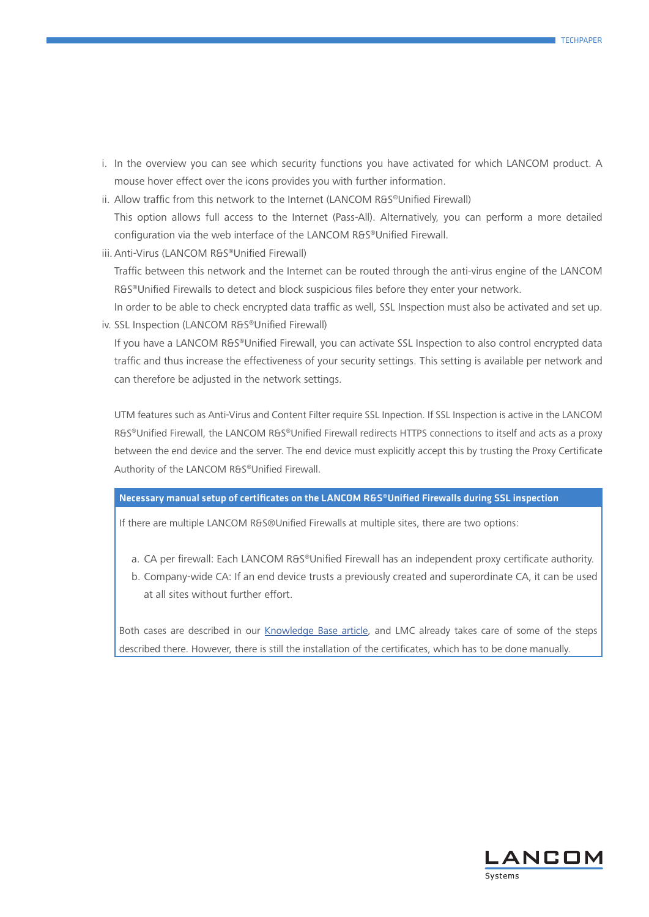i. In the overview you can see which security functions you have activated for which LANCOM product. A mouse hover effect over the icons provides you with further information.

ii. Allow traffic from this network to the Internet (LANCOM R&S®Unified Firewall)

   This option allows full access to the Internet (Pass-All). Alternatively, you can perform a more detailed configuration via the web interface of the LANCOM R&S®Unified Firewall.

iii. Anti-Virus (LANCOM R&S®Unified Firewall)

   Traffic between this network and the Internet can be routed through the anti-virus engine of the LANCOM R&S®Unified Firewalls to detect and block suspicious files before they enter your network.

   In order to be able to check encrypted data traffic as well, SSL Inspection must also be activated and set up.

iv. SSL Inspection (LANCOM R&S®Unified Firewall)

   If you have a LANCOM R&S®Unified Firewall, you can activate SSL Inspection to also control encrypted data traffic and thus increase the effectiveness of your security settings. This setting is available per network and can therefore be adjusted in the network settings.

   UTM features such as Anti-Virus and Content Filter require SSL Inpection. If SSL Inspection is active in the LANCOM R&S®Unified Firewall, the LANCOM R&S®Unified Firewall redirects HTTPS connections to itself and acts as a proxy between the end device and the server. The end device must explicitly accept this by trusting the Proxy Certificate Authority of the LANCOM R&S®Unified Firewall.

**Necessary manual setup of certificates on the LANCOM R&S®Unified Firewalls during SSL inspection**

If there are multiple LANCOM R&S®Unified Firewalls at multiple sites, there are two options:

a. CA per firewall: Each LANCOM R&S®Unified Firewall has an independent proxy certificate authority.
b. Company-wide CA: If an end device trusts a previously created and superordinate CA, it can be used at all sites without further effort.

Both cases are described in our Knowledge Base article, and LMC already takes care of some of the steps described there. However, there is still the installation of the certificates, which has to be done manually.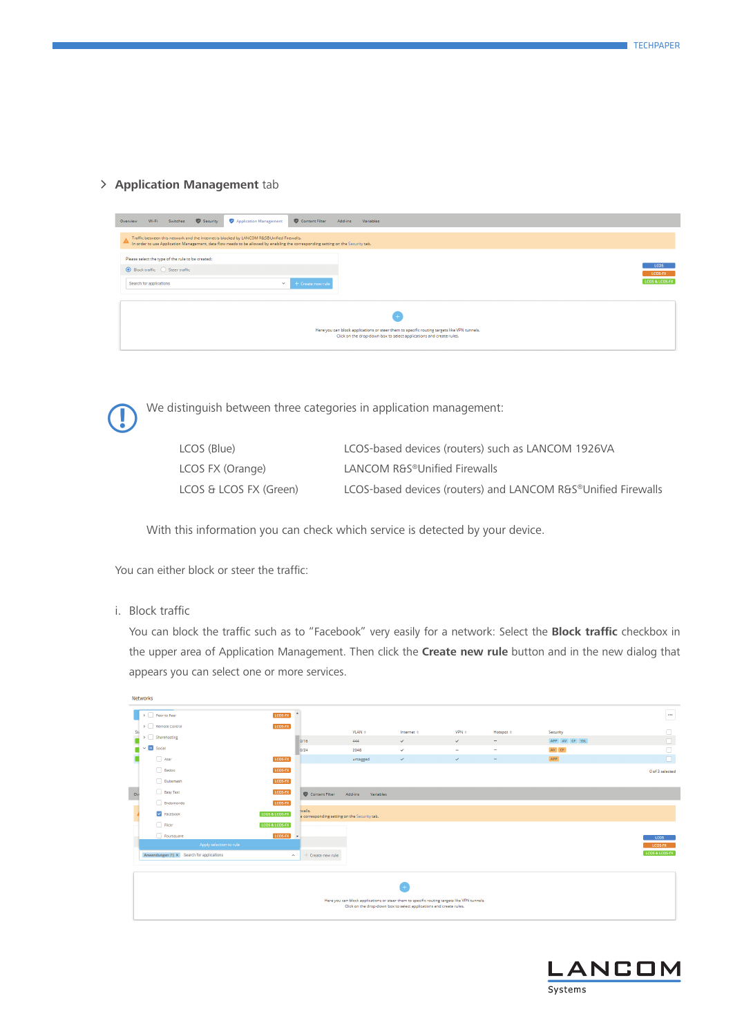## Application Management tab

We distinguish between three categories in application management:

| | |
|---|---|
| LCOS (Blue) | LCOS-based devices (routers) such as LANCOM 1926VA |
| LCOS FX (Orange) | LANCOM R&S®Unified Firewalls |
| LCOS & LCOS FX (Green) | LCOS-based devices (routers) and LANCOM R&S®Unified Firewalls |

With this information you can check which service is detected by your device.

You can either block or steer the traffic:

i. Block traffic

You can block the traffic such as to "Facebook" very easily for a network: Select the **Block traffic** checkbox in the upper area of Application Management. Then click the **Create new rule** button and in the new dialog that appears you can select one or more services.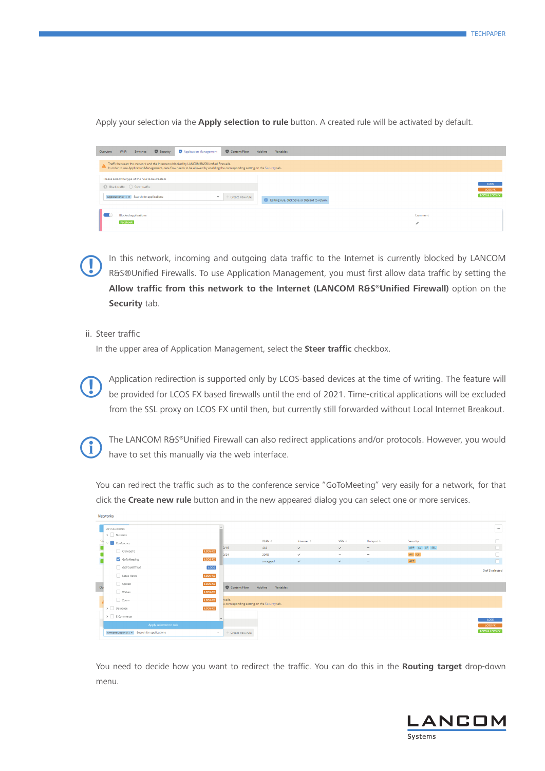Apply your selection via the **Apply selection to rule** button. A created rule will be activated by default.

In this network, incoming and outgoing data traffic to the Internet is currently blocked by LANCOM R&S®Unified Firewalls. To use Application Management, you must first allow data traffic by setting the **Allow traffic from this network to the Internet (LANCOM R&S®Unified Firewall)** option on the **Security** tab.

ii. Steer traffic

In the upper area of Application Management, select the **Steer traffic** checkbox.

Application redirection is supported only by LCOS-based devices at the time of writing. The feature will be provided for LCOS FX based firewalls until the end of 2021. Time-critical applications will be excluded from the SSL proxy on LCOS FX until then, but currently still forwarded without Local Internet Breakout.

The LANCOM R&S®Unified Firewall can also redirect applications and/or protocols. However, you would have to set this manually via the web interface.

You can redirect the traffic such as to the conference service “GoToMeeting” very easily for a network, for that click the **Create new rule** button and in the new appeared dialog you can select one or more services.

You need to decide how you want to redirect the traffic. You can do this in the **Routing target** drop-down menu.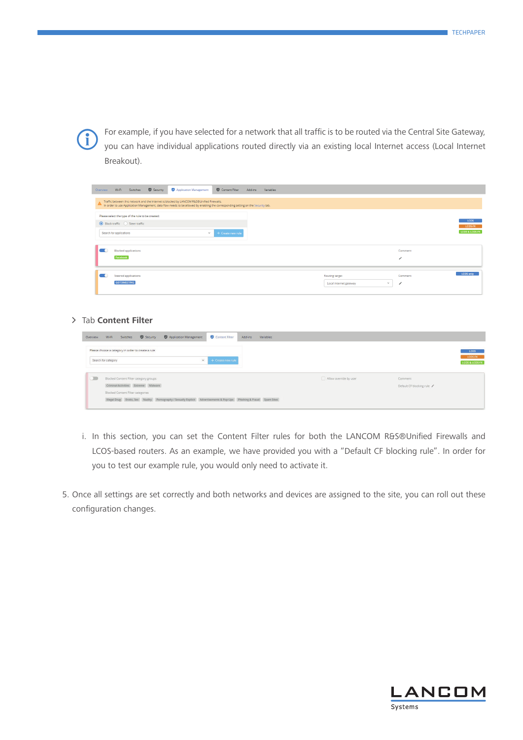For example, if you have selected for a network that all traffic is to be routed via the Central Site Gateway, you can have individual applications routed directly via an existing local Internet access (Local Internet Breakout).

> Tab **Content Filter**

i. In this section, you can set the Content Filter rules for both the LANCOM R&S®Unified Firewalls and LCOS-based routers. As an example, we have provided you with a "Default CF blocking rule". In order for you to test our example rule, you would only need to activate it.

5. Once all settings are set correctly and both networks and devices are assigned to the site, you can roll out these configuration changes.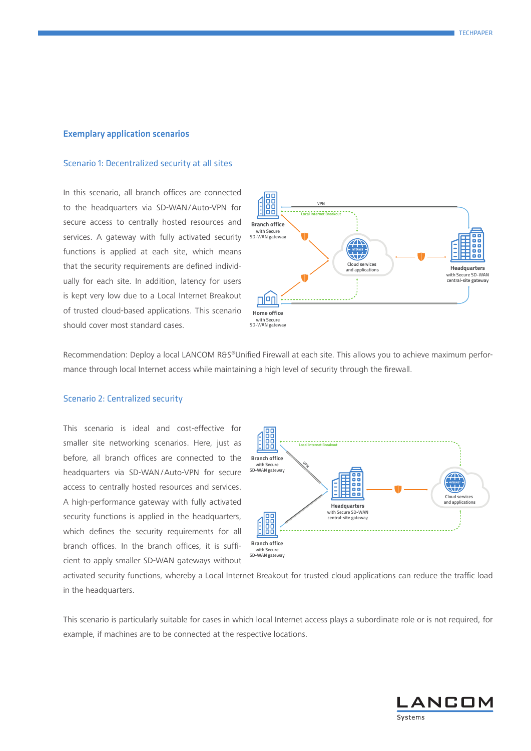## Exemplary application scenarios

### Scenario 1: Decentralized security at all sites

In this scenario, all branch offices are connected to the headquarters via SD-WAN/Auto-VPN for secure access to centrally hosted resources and services. A gateway with fully activated security functions is applied at each site, which means that the security requirements are defined individually for each site. In addition, latency for users is kept very low due to a Local Internet Breakout of trusted cloud-based applications. This scenario should cover most standard cases.

Recommendation: Deploy a local LANCOM R&S®Unified Firewall at each site. This allows you to achieve maximum performance through local Internet access while maintaining a high level of security through the firewall.

### Scenario 2: Centralized security

This scenario is ideal and cost-effective for smaller site networking scenarios. Here, just as before, all branch offices are connected to the headquarters via SD-WAN/Auto-VPN for secure access to centrally hosted resources and services. A high-performance gateway with fully activated security functions is applied in the headquarters, which defines the security requirements for all branch offices. In the branch offices, it is sufficient to apply smaller SD-WAN gateways without activated security functions, whereby a Local Internet Breakout for trusted cloud applications can reduce the traffic load in the headquarters.

This scenario is particularly suitable for cases in which local Internet access plays a subordinate role or is not required, for example, if machines are to be connected at the respective locations.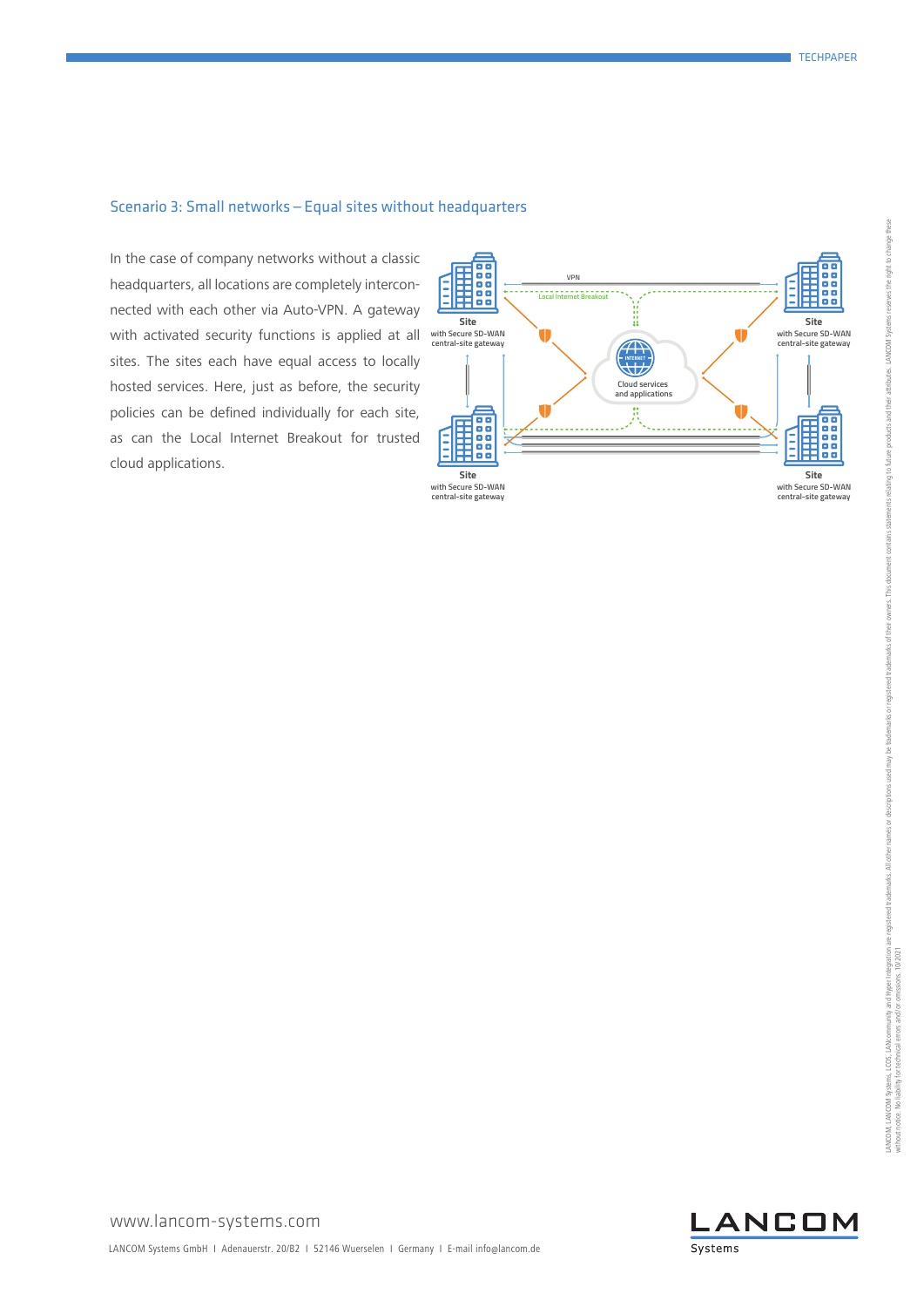## Scenario 3: Small networks – Equal sites without headquarters

In the case of company networks without a classic headquarters, all locations are completely interconnected with each other via Auto-VPN. A gateway with activated security functions is applied at all sites. The sites each have equal access to locally hosted services. Here, just as before, the security policies can be defined individually for each site, as can the Local Internet Breakout for trusted cloud applications.

VPN

Local Internet Breakout

Site
with Secure SD-WAN
central-site gateway

Site
with Secure SD-WAN
central-site gateway

INTERNET

Cloud services
and applications

Site
with Secure SD-WAN
central-site gateway

Site
with Secure SD-WAN
central-site gateway

www.lancom-systems.com

LANCOM Systems GmbH I Adenauerstr. 20/B2 I 52146 Wuerselen I Germany I E-mail info@lancom.de

LANCOM, LANCOM Systems, LCOS, LANcommunity and Hyper Integration are registered trademarks. All other names or descriptions used may be trademarks or registered trademarks of their owners. This document contains statements relating to future products and their attributes. LANCOM Systems reserves the right to change these without notice. No liability for technical errors and/or omissions. 10/2021